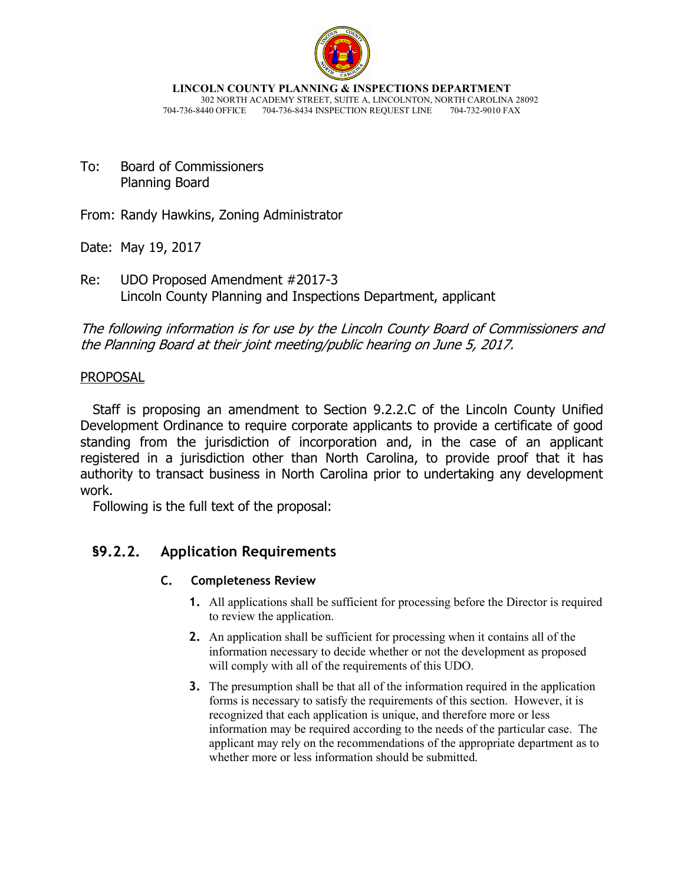**LINCOLN COUNTY PLANNING & INSPECTIONS DEPARTMENT**
302 NORTH ACADEMY STREET, SUITE A, LINCOLNTON, NORTH CAROLINA 28092
704-736-8440 OFFICE 704-736-8434 INSPECTION REQUEST LINE 704-732-9010 FAX

To: Board of Commissioners
Planning Board

From: Randy Hawkins, Zoning Administrator

Date: May 19, 2017

Re: UDO Proposed Amendment #2017-3
Lincoln County Planning and Inspections Department, applicant

*The following information is for use by the Lincoln County Board of Commissioners and the Planning Board at their joint meeting/public hearing on June 5, 2017.*

PROPOSAL

Staff is proposing an amendment to Section 9.2.2.C of the Lincoln County Unified Development Ordinance to require corporate applicants to provide a certificate of good standing from the jurisdiction of incorporation and, in the case of an applicant registered in a jurisdiction other than North Carolina, to provide proof that it has authority to transact business in North Carolina prior to undertaking any development work.

Following is the full text of the proposal:

## §9.2.2. Application Requirements

### C. Completeness Review

1. All applications shall be sufficient for processing before the Director is required to review the application.
2. An application shall be sufficient for processing when it contains all of the information necessary to decide whether or not the development as proposed will comply with all of the requirements of this UDO.
3. The presumption shall be that all of the information required in the application forms is necessary to satisfy the requirements of this section. However, it is recognized that each application is unique, and therefore more or less information may be required according to the needs of the particular case. The applicant may rely on the recommendations of the appropriate department as to whether more or less information should be submitted.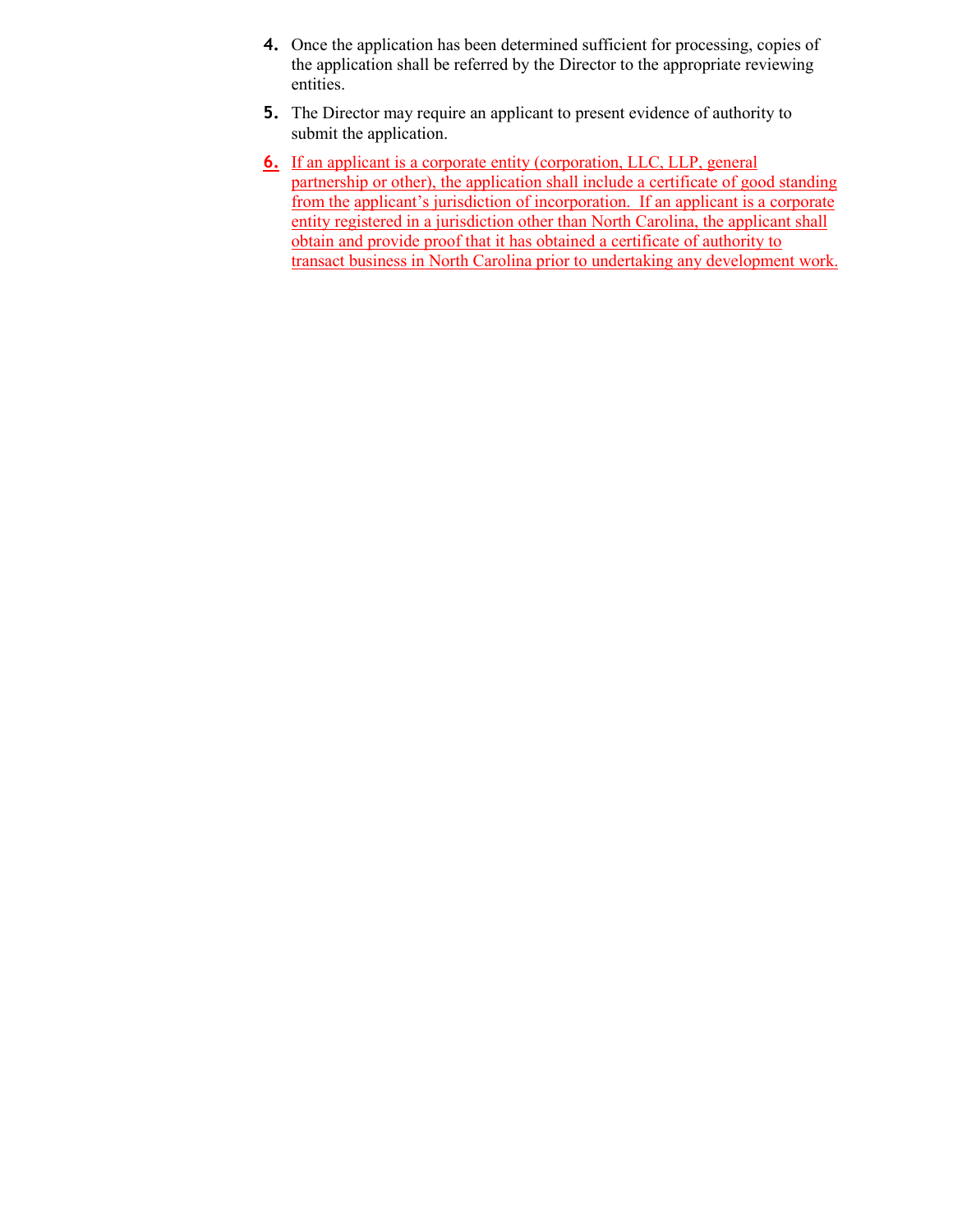4. Once the application has been determined sufficient for processing, copies of the application shall be referred by the Director to the appropriate reviewing entities.

5. The Director may require an applicant to present evidence of authority to submit the application.

6. If an applicant is a corporate entity (corporation, LLC, LLP, general partnership or other), the application shall include a certificate of good standing from the applicant's jurisdiction of incorporation.  If an applicant is a corporate entity registered in a jurisdiction other than North Carolina, the applicant shall obtain and provide proof that it has obtained a certificate of authority to transact business in North Carolina prior to undertaking any development work.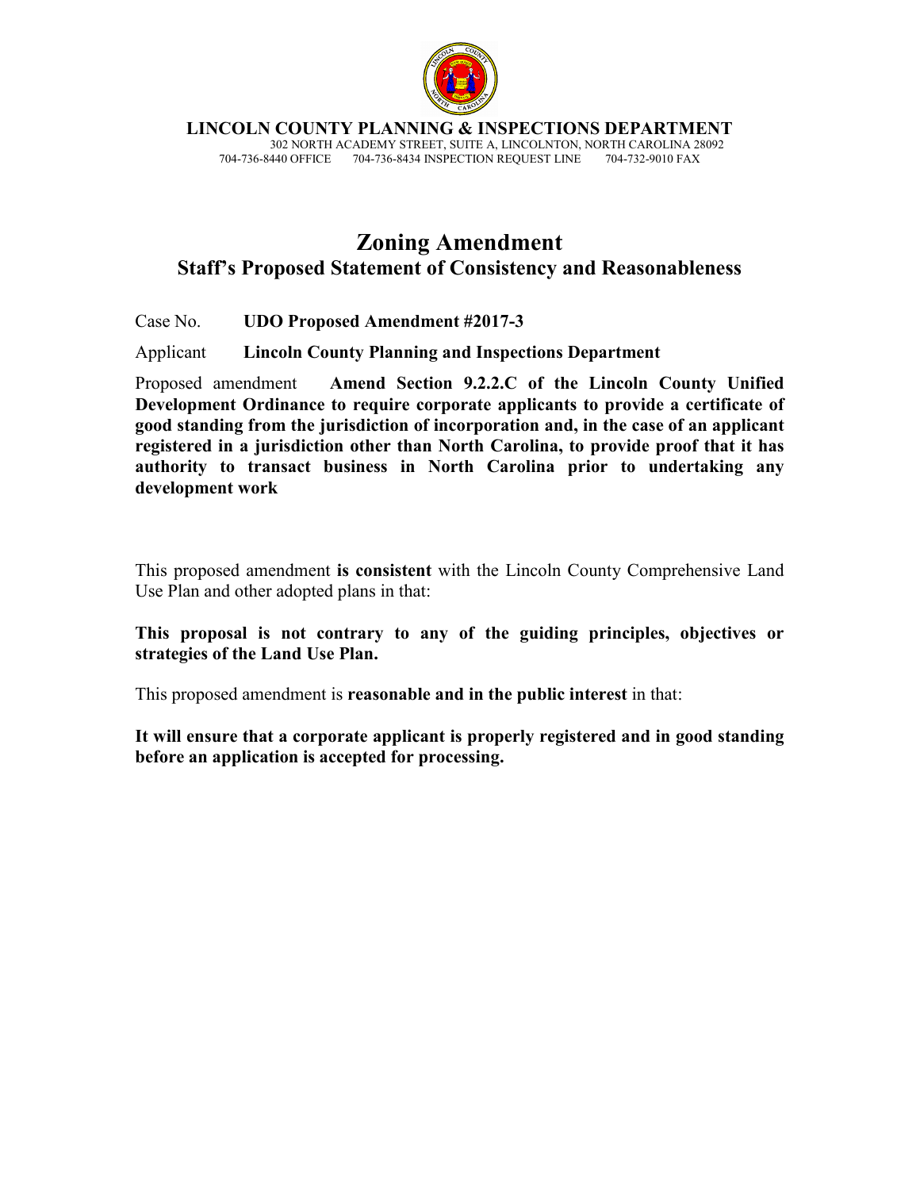**LINCOLN COUNTY PLANNING & INSPECTIONS DEPARTMENT**
302 NORTH ACADEMY STREET, SUITE A, LINCOLNTON, NORTH CAROLINA 28092
704-736-8440 OFFICE 704-736-8434 INSPECTION REQUEST LINE 704-732-9010 FAX

# Zoning Amendment

## Staff's Proposed Statement of Consistency and Reasonableness

Case No. **UDO Proposed Amendment #2017-3**

Applicant **Lincoln County Planning and Inspections Department**

Proposed amendment **Amend Section 9.2.2.C of the Lincoln County Unified Development Ordinance to require corporate applicants to provide a certificate of good standing from the jurisdiction of incorporation and, in the case of an applicant registered in a jurisdiction other than North Carolina, to provide proof that it has authority to transact business in North Carolina prior to undertaking any development work**

This proposed amendment **is consistent** with the Lincoln County Comprehensive Land Use Plan and other adopted plans in that:

**This proposal is not contrary to any of the guiding principles, objectives or strategies of the Land Use Plan.**

This proposed amendment is **reasonable and in the public interest** in that:

**It will ensure that a corporate applicant is properly registered and in good standing before an application is accepted for processing.**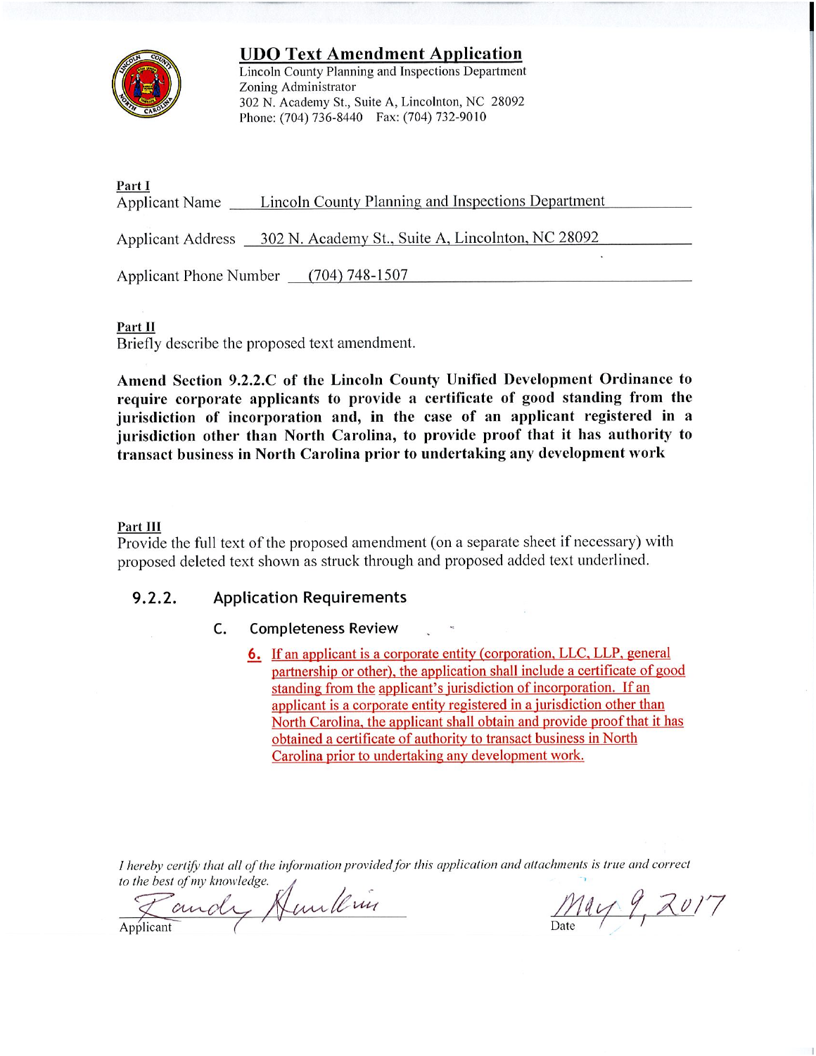## UDO Text Amendment Application

Lincoln County Planning and Inspections Department
Zoning Administrator
302 N. Academy St., Suite A, Lincolnton, NC 28092
Phone: (704) 736-8440 Fax: (704) 732-9010

**Part I**

Applicant Name: Lincoln County Planning and Inspections Department

Applicant Address: 302 N. Academy St., Suite A, Lincolnton, NC 28092

Applicant Phone Number: (704) 748-1507

**Part II**

Briefly describe the proposed text amendment.

**Amend Section 9.2.2.C of the Lincoln County Unified Development Ordinance to require corporate applicants to provide a certificate of good standing from the jurisdiction of incorporation and, in the case of an applicant registered in a jurisdiction other than North Carolina, to provide proof that it has authority to transact business in North Carolina prior to undertaking any development work**

**Part III**

Provide the full text of the proposed amendment (on a separate sheet if necessary) with proposed deleted text shown as struck through and proposed added text underlined.

### 9.2.2. Application Requirements

#### C. Completeness Review

<u>6. If an applicant is a corporate entity (corporation, LLC, LLP, general partnership or other), the application shall include a certificate of good standing from the applicant's jurisdiction of incorporation. If an applicant is a corporate entity registered in a jurisdiction other than North Carolina, the applicant shall obtain and provide proof that it has obtained a certificate of authority to transact business in North Carolina prior to undertaking any development work.</u>

*I hereby certify that all of the information provided for this application and attachments is true and correct to the best of my knowledge.*

Applicant: Randy Hawkins

Date: May 9, 2017